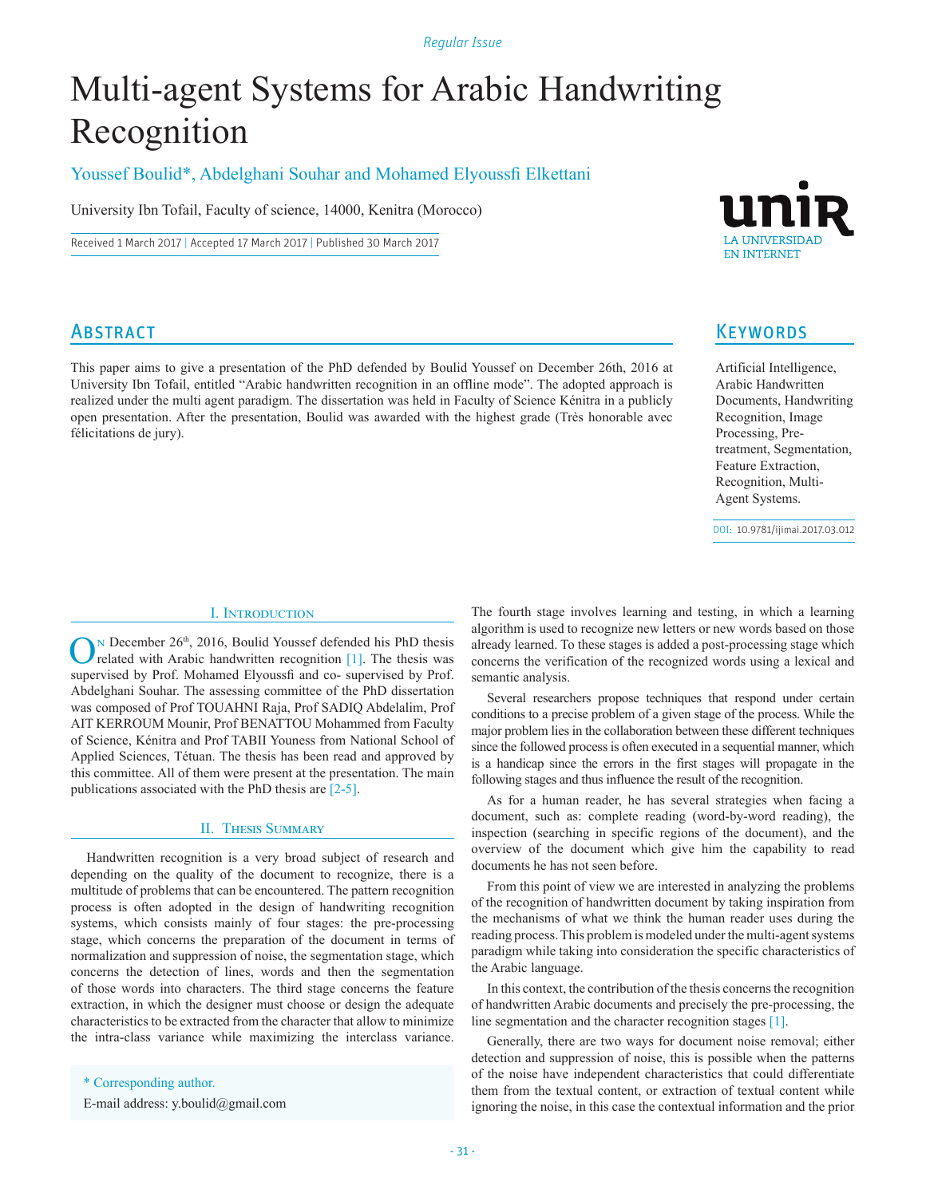# Multi-agent Systems for Arabic Handwriting Recognition

Youssef Boulid*, Abdelghani Souhar and Mohamed Elyoussfi Elkettani

University Ibn Tofail, Faculty of science, 14000, Kenitra (Morocco)

Received 1 March 2017 | Accepted 17 March 2017 | Published 30 March 2017

## Abstract

This paper aims to give a presentation of the PhD defended by Boulid Youssef on December 26th, 2016 at University Ibn Tofail, entitled "Arabic handwritten recognition in an offline mode". The adopted approach is realized under the multi agent paradigm. The dissertation was held in Faculty of Science Kénitra in a publicly open presentation. After the presentation, Boulid was awarded with the highest grade (Très honorable avec félicitations de jury).

## Keywords

Artificial Intelligence, Arabic Handwritten Documents, Handwriting Recognition, Image Processing, Pre-treatment, Segmentation, Feature Extraction, Recognition, Multi-Agent Systems.

DOI: 10.9781/ijimai.2017.03.012

## I. Introduction

On December 26th, 2016, Boulid Youssef defended his PhD thesis related with Arabic handwritten recognition [1]. The thesis was supervised by Prof. Mohamed Elyoussfi and co- supervised by Prof. Abdelghani Souhar. The assessing committee of the PhD dissertation was composed of Prof TOUAHNI Raja, Prof SADIQ Abdelalim, Prof AIT KERROUM Mounir, Prof BENATTOU Mohammed from Faculty of Science, Kénitra and Prof TABII Youness from National School of Applied Sciences, Tétuan. The thesis has been read and approved by this committee. All of them were present at the presentation. The main publications associated with the PhD thesis are [2-5].

## II. Thesis Summary

Handwritten recognition is a very broad subject of research and depending on the quality of the document to recognize, there is a multitude of problems that can be encountered. The pattern recognition process is often adopted in the design of handwriting recognition systems, which consists mainly of four stages: the pre-processing stage, which concerns the preparation of the document in terms of normalization and suppression of noise, the segmentation stage, which concerns the detection of lines, words and then the segmentation of those words into characters. The third stage concerns the feature extraction, in which the designer must choose or design the adequate characteristics to be extracted from the character that allow to minimize the intra-class variance while maximizing the interclass variance. The fourth stage involves learning and testing, in which a learning algorithm is used to recognize new letters or new words based on those already learned. To these stages is added a post-processing stage which concerns the verification of the recognized words using a lexical and semantic analysis.

Several researchers propose techniques that respond under certain conditions to a precise problem of a given stage of the process. While the major problem lies in the collaboration between these different techniques since the followed process is often executed in a sequential manner, which is a handicap since the errors in the first stages will propagate in the following stages and thus influence the result of the recognition.

As for a human reader, he has several strategies when facing a document, such as: complete reading (word-by-word reading), the inspection (searching in specific regions of the document), and the overview of the document which give him the capability to read documents he has not seen before.

From this point of view we are interested in analyzing the problems of the recognition of handwritten document by taking inspiration from the mechanisms of what we think the human reader uses during the reading process. This problem is modeled under the multi-agent systems paradigm while taking into consideration the specific characteristics of the Arabic language.

In this context, the contribution of the thesis concerns the recognition of handwritten Arabic documents and precisely the pre-processing, the line segmentation and the character recognition stages [1].

Generally, there are two ways for document noise removal; either detection and suppression of noise, this is possible when the patterns of the noise have independent characteristics that could differentiate them from the textual content, or extraction of textual content while ignoring the noise, in this case the contextual information and the prior

* Corresponding author.

E-mail address: y.boulid@gmail.com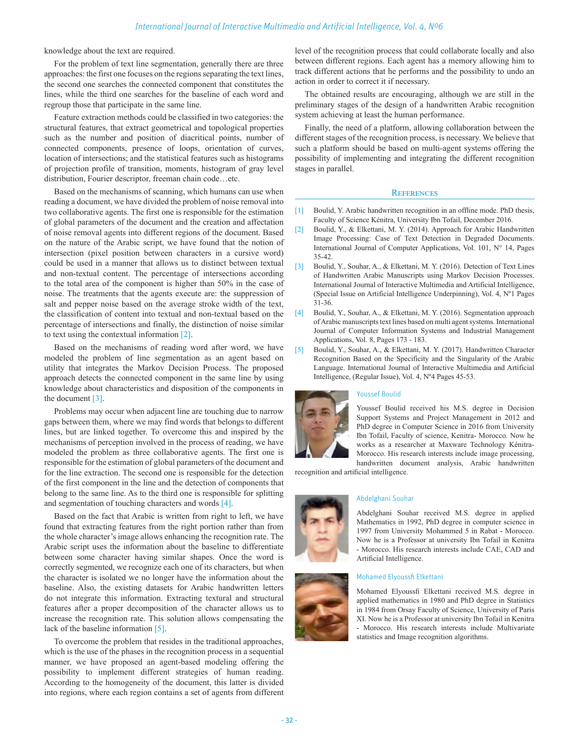knowledge about the text are required.

For the problem of text line segmentation, generally there are three approaches: the first one focuses on the regions separating the text lines, the second one searches the connected component that constitutes the lines, while the third one searches for the baseline of each word and regroup those that participate in the same line.

Feature extraction methods could be classified in two categories: the structural features, that extract geometrical and topological properties such as the number and position of diacritical points, number of connected components, presence of loops, orientation of curves, location of intersections; and the statistical features such as histograms of projection profile of transition, moments, histogram of gray level distribution, Fourier descriptor, freeman chain code…etc.

Based on the mechanisms of scanning, which humans can use when reading a document, we have divided the problem of noise removal into two collaborative agents. The first one is responsible for the estimation of global parameters of the document and the creation and affectation of noise removal agents into different regions of the document. Based on the nature of the Arabic script, we have found that the notion of intersection (pixel position between characters in a cursive word) could be used in a manner that allows us to distinct between textual and non-textual content. The percentage of intersections according to the total area of the component is higher than 50% in the case of noise. The treatments that the agents execute are: the suppression of salt and pepper noise based on the average stroke width of the text, the classification of content into textual and non-textual based on the percentage of intersections and finally, the distinction of noise similar to text using the contextual information [2].

Based on the mechanisms of reading word after word, we have modeled the problem of line segmentation as an agent based on utility that integrates the Markov Decision Process. The proposed approach detects the connected component in the same line by using knowledge about characteristics and disposition of the components in the document [3].

Problems may occur when adjacent line are touching due to narrow gaps between them, where we may find words that belongs to different lines, but are linked together. To overcome this and inspired by the mechanisms of perception involved in the process of reading, we have modeled the problem as three collaborative agents. The first one is responsible for the estimation of global parameters of the document and for the line extraction. The second one is responsible for the detection of the first component in the line and the detection of components that belong to the same line. As to the third one is responsible for splitting and segmentation of touching characters and words [4].

Based on the fact that Arabic is written from right to left, we have found that extracting features from the right portion rather than from the whole character's image allows enhancing the recognition rate. The Arabic script uses the information about the baseline to differentiate between some character having similar shapes. Once the word is correctly segmented, we recognize each one of its characters, but when the character is isolated we no longer have the information about the baseline. Also, the existing datasets for Arabic handwritten letters do not integrate this information. Extracting textural and structural features after a proper decomposition of the character allows us to increase the recognition rate. This solution allows compensating the lack of the baseline information [5].

To overcome the problem that resides in the traditional approaches, which is the use of the phases in the recognition process in a sequential manner, we have proposed an agent-based modeling offering the possibility to implement different strategies of human reading. According to the homogeneity of the document, this latter is divided into regions, where each region contains a set of agents from different level of the recognition process that could collaborate locally and also between different regions. Each agent has a memory allowing him to track different actions that he performs and the possibility to undo an action in order to correct it if necessary.

The obtained results are encouraging, although we are still in the preliminary stages of the design of a handwritten Arabic recognition system achieving at least the human performance.

Finally, the need of a platform, allowing collaboration between the different stages of the recognition process, is necessary. We believe that such a platform should be based on multi-agent systems offering the possibility of implementing and integrating the different recognition stages in parallel.

## References

[1] Boulid, Y. Arabic handwritten recognition in an offline mode. PhD thesis, Faculty of Science Kénitra, University Ibn Tofail, December 2016.

[2] Boulid, Y., & Elkettani, M. Y. (2014). Approach for Arabic Handwritten Image Processing: Case of Text Detection in Degraded Documents. International Journal of Computer Applications, Vol. 101, N° 14, Pages 35-42.

[3] Boulid, Y., Souhar, A., & Elkettani, M. Y. (2016). Detection of Text Lines of Handwritten Arabic Manuscripts using Markov Decision Processes. International Journal of Interactive Multimedia and Artificial Intelligence, (Special Issue on Artificial Intelligence Underpinning), Vol. 4, Nº1 Pages 31-36.

[4] Boulid, Y., Souhar, A., & Elkettani, M. Y. (2016). Segmentation approach of Arabic manuscripts text lines based on multi agent systems. International Journal of Computer Information Systems and Industrial Management Applications, Vol. 8, Pages 173 - 183.

[5] Boulid, Y., Souhar, A., & Elkettani, M. Y. (2017). Handwritten Character Recognition Based on the Specificity and the Singularity of the Arabic Language. International Journal of Interactive Multimedia and Artificial Intelligence, (Regular Issue), Vol. 4, Nº4 Pages 45-53.

**Youssef Boulid**

Youssef Boulid received his M.S. degree in Decision Support Systems and Project Management in 2012 and PhD degree in Computer Science in 2016 from University Ibn Tofail, Faculty of science, Kenitra- Morocco. Now he works as a researcher at Maxware Technology Kénitra-Morocco. His research interests include image processing, handwritten document analysis, Arabic handwritten recognition and artificial intelligence.

**Abdelghani Souhar**

Abdelghani Souhar received M.S. degree in applied Mathematics in 1992, PhD degree in computer science in 1997 from University Mohammed 5 in Rabat - Morocco. Now he is a Professor at university Ibn Tofail in Kenitra - Morocco. His research interests include CAE, CAD and Artificial Intelligence.

**Mohamed Elyoussfi Elkettani**

Mohamed Elyoussfi Elkettani received M.S. degree in applied mathematics in 1980 and PhD degree in Statistics in 1984 from Orsay Faculty of Science, University of Paris XI. Now he is a Professor at university Ibn Tofail in Kenitra - Morocco. His research interests include Multivariate statistics and Image recognition algorithms.